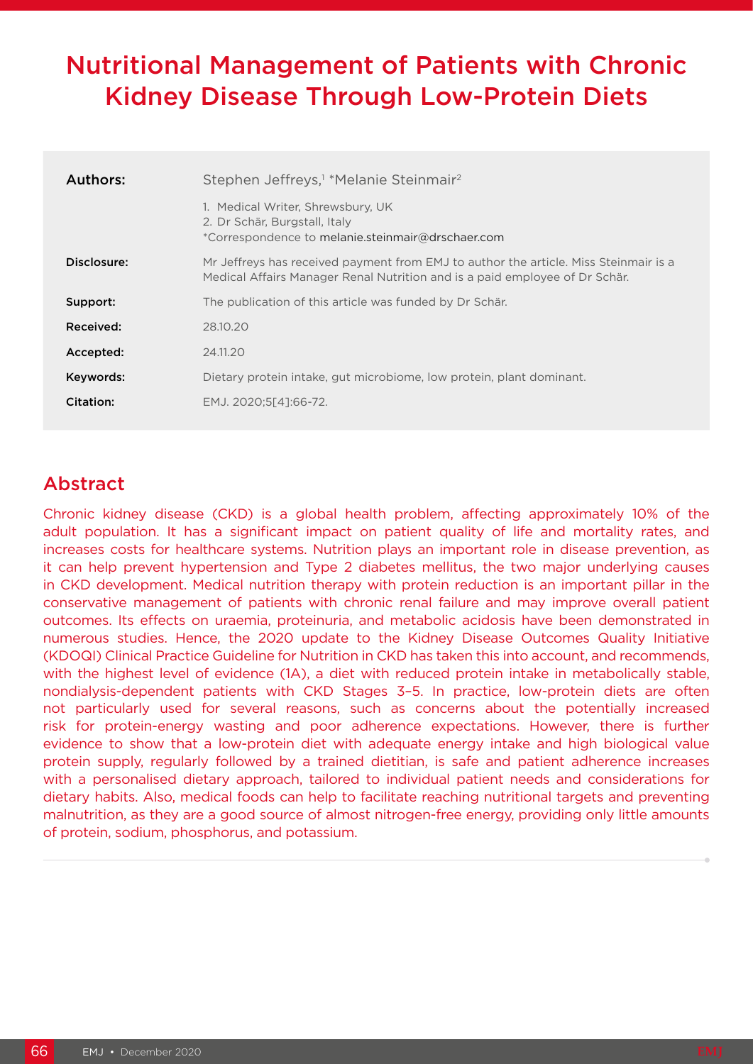# Nutritional Management of Patients with Chronic Kidney Disease Through Low-Protein Diets

| | |
|---|---|
| **Authors:** | Stephen Jeffreys,[1] *Melanie Steinmair[2] <br> 1. Medical Writer, Shrewsbury, UK <br> 2. Dr Schär, Burgstall, Italy <br> *Correspondence to melanie.steinmair@drschaer.com |
| **Disclosure:** | Mr Jeffreys has received payment from EMJ to author the article. Miss Steinmair is a Medical Affairs Manager Renal Nutrition and is a paid employee of Dr Schär. |
| **Support:** | The publication of this article was funded by Dr Schär. |
| **Received:** | 28.10.20 |
| **Accepted:** | 24.11.20 |
| **Keywords:** | Dietary protein intake, gut microbiome, low protein, plant dominant. |
| **Citation:** | EMJ. 2020;5[4]:66-72. |

## Abstract

Chronic kidney disease (CKD) is a global health problem, affecting approximately 10% of the adult population. It has a significant impact on patient quality of life and mortality rates, and increases costs for healthcare systems. Nutrition plays an important role in disease prevention, as it can help prevent hypertension and Type 2 diabetes mellitus, the two major underlying causes in CKD development. Medical nutrition therapy with protein reduction is an important pillar in the conservative management of patients with chronic renal failure and may improve overall patient outcomes. Its effects on uraemia, proteinuria, and metabolic acidosis have been demonstrated in numerous studies. Hence, the 2020 update to the Kidney Disease Outcomes Quality Initiative (KDOQI) Clinical Practice Guideline for Nutrition in CKD has taken this into account, and recommends, with the highest level of evidence (1A), a diet with reduced protein intake in metabolically stable, nondialysis-dependent patients with CKD Stages 3–5. In practice, low-protein diets are often not particularly used for several reasons, such as concerns about the potentially increased risk for protein-energy wasting and poor adherence expectations. However, there is further evidence to show that a low-protein diet with adequate energy intake and high biological value protein supply, regularly followed by a trained dietitian, is safe and patient adherence increases with a personalised dietary approach, tailored to individual patient needs and considerations for dietary habits. Also, medical foods can help to facilitate reaching nutritional targets and preventing malnutrition, as they are a good source of almost nitrogen-free energy, providing only little amounts of protein, sodium, phosphorus, and potassium.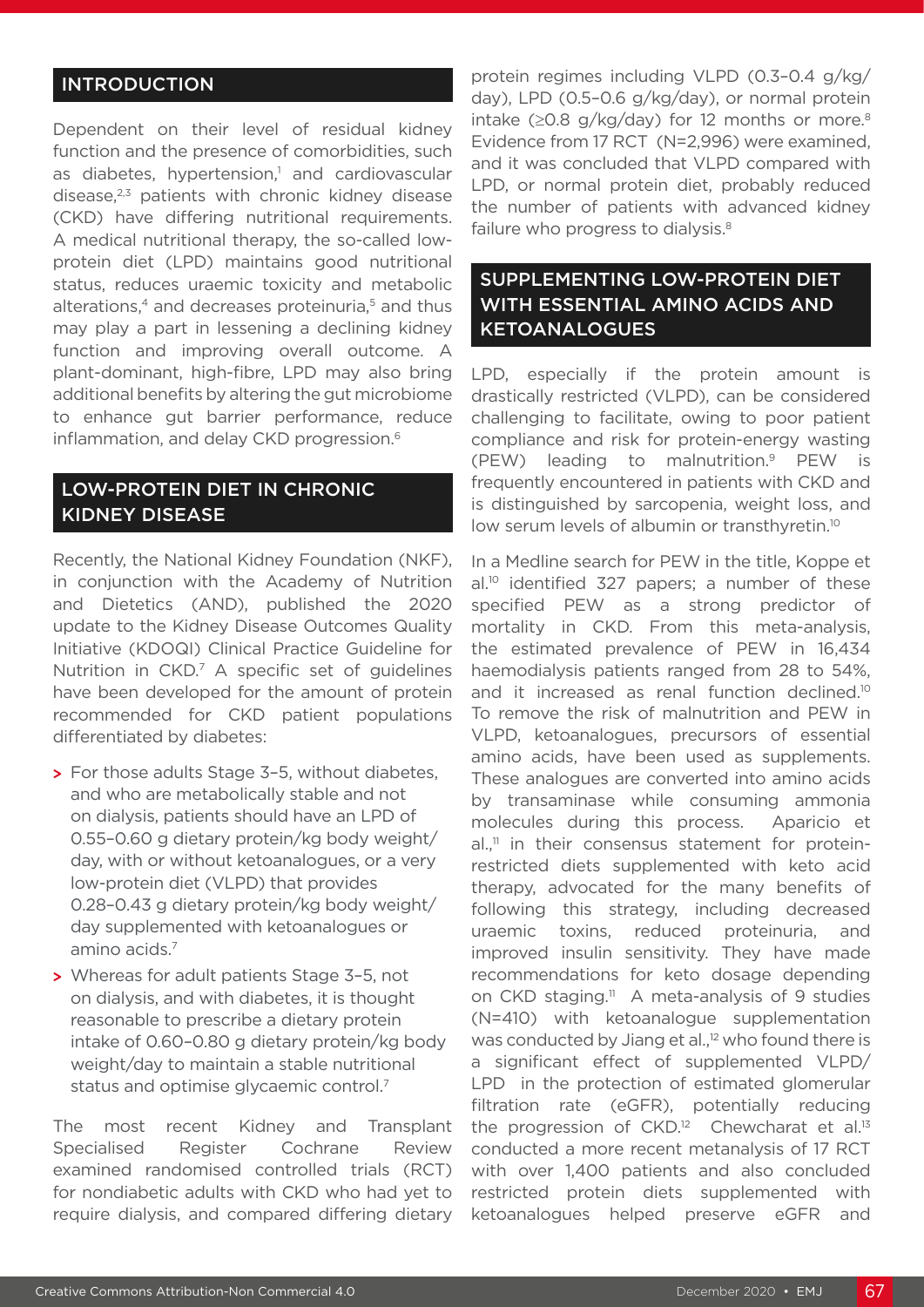## INTRODUCTION

Dependent on their level of residual kidney function and the presence of comorbidities, such as diabetes, hypertension,[1] and cardiovascular disease,[2,3] patients with chronic kidney disease (CKD) have differing nutritional requirements. A medical nutritional therapy, the so-called low-protein diet (LPD) maintains good nutritional status, reduces uraemic toxicity and metabolic alterations,[4] and decreases proteinuria,[5] and thus may play a part in lessening a declining kidney function and improving overall outcome. A plant-dominant, high-fibre, LPD may also bring additional benefits by altering the gut microbiome to enhance gut barrier performance, reduce inflammation, and delay CKD progression.[6]

## LOW-PROTEIN DIET IN CHRONIC KIDNEY DISEASE

Recently, the National Kidney Foundation (NKF), in conjunction with the Academy of Nutrition and Dietetics (AND), published the 2020 update to the Kidney Disease Outcomes Quality Initiative (KDOQI) Clinical Practice Guideline for Nutrition in CKD.[7] A specific set of guidelines have been developed for the amount of protein recommended for CKD patient populations differentiated by diabetes:

- For those adults Stage 3–5, without diabetes, and who are metabolically stable and not on dialysis, patients should have an LPD of 0.55–0.60 g dietary protein/kg body weight/day, with or without ketoanalogues, or a very low-protein diet (VLPD) that provides 0.28–0.43 g dietary protein/kg body weight/day supplemented with ketoanalogues or amino acids.[7]
- Whereas for adult patients Stage 3–5, not on dialysis, and with diabetes, it is thought reasonable to prescribe a dietary protein intake of 0.60–0.80 g dietary protein/kg body weight/day to maintain a stable nutritional status and optimise glycaemic control.[7]

The most recent Kidney and Transplant Specialised Register Cochrane Review examined randomised controlled trials (RCT) for nondiabetic adults with CKD who had yet to require dialysis, and compared differing dietary protein regimes including VLPD (0.3–0.4 g/kg/day), LPD (0.5–0.6 g/kg/day), or normal protein intake (≥0.8 g/kg/day) for 12 months or more.[8] Evidence from 17 RCT (N=2,996) were examined, and it was concluded that VLPD compared with LPD, or normal protein diet, probably reduced the number of patients with advanced kidney failure who progress to dialysis.[8]

## SUPPLEMENTING LOW-PROTEIN DIET WITH ESSENTIAL AMINO ACIDS AND KETOANALOGUES

LPD, especially if the protein amount is drastically restricted (VLPD), can be considered challenging to facilitate, owing to poor patient compliance and risk for protein-energy wasting (PEW) leading to malnutrition.[9] PEW is frequently encountered in patients with CKD and is distinguished by sarcopenia, weight loss, and low serum levels of albumin or transthyretin.[10]

In a Medline search for PEW in the title, Koppe et al.[10] identified 327 papers; a number of these specified PEW as a strong predictor of mortality in CKD. From this meta-analysis, the estimated prevalence of PEW in 16,434 haemodialysis patients ranged from 28 to 54%, and it increased as renal function declined.[10] To remove the risk of malnutrition and PEW in VLPD, ketoanalogues, precursors of essential amino acids, have been used as supplements. These analogues are converted into amino acids by transaminase while consuming ammonia molecules during this process. Aparicio et al.,[11] in their consensus statement for protein-restricted diets supplemented with keto acid therapy, advocated for the many benefits of following this strategy, including decreased uraemic toxins, reduced proteinuria, and improved insulin sensitivity. They have made recommendations for keto dosage depending on CKD staging.[11] A meta-analysis of 9 studies (N=410) with ketoanalogue supplementation was conducted by Jiang et al.,[12] who found there is a significant effect of supplemented VLPD/LPD in the protection of estimated glomerular filtration rate (eGFR), potentially reducing the progression of CKD.[12] Chewcharat et al.[13] conducted a more recent metanalysis of 17 RCT with over 1,400 patients and also concluded restricted protein diets supplemented with ketoanalogues helped preserve eGFR and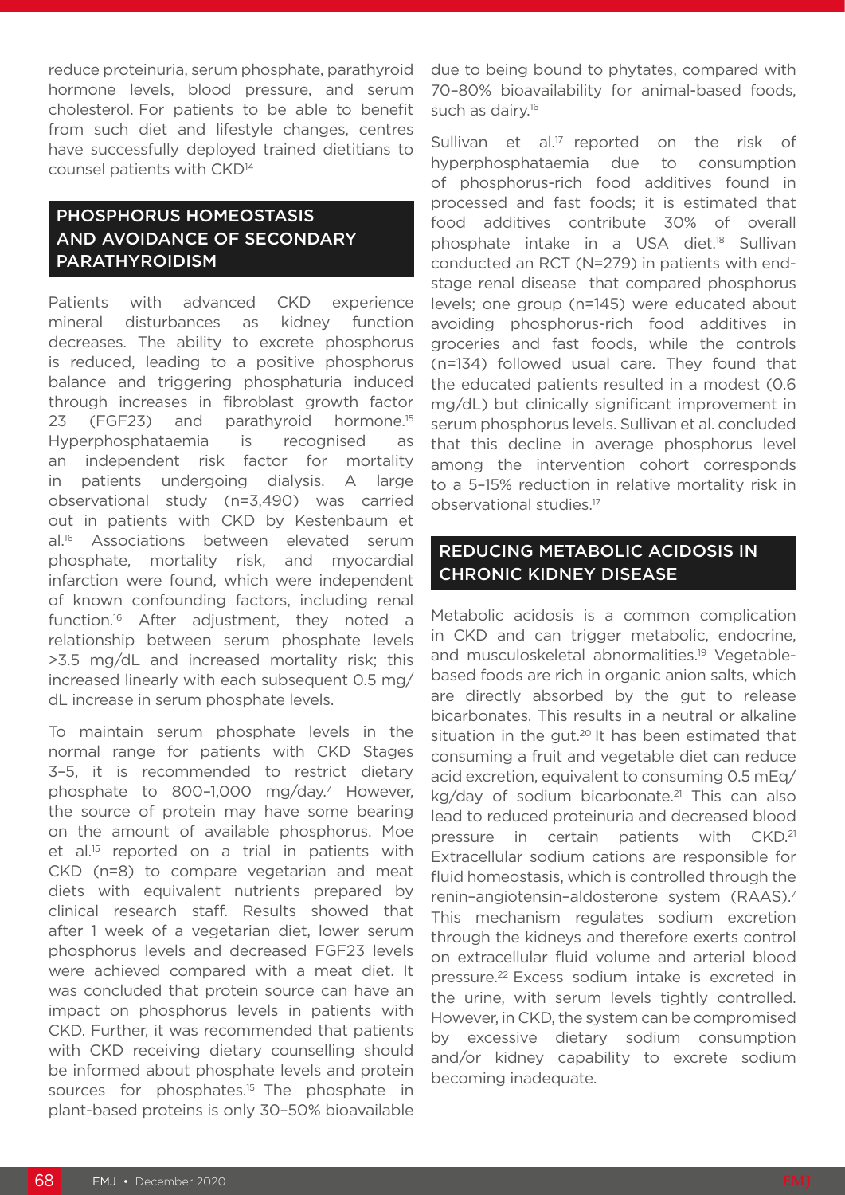reduce proteinuria, serum phosphate, parathyroid hormone levels, blood pressure, and serum cholesterol. For patients to be able to benefit from such diet and lifestyle changes, centres have successfully deployed trained dietitians to counsel patients with CKD[14]

## PHOSPHORUS HOMEOSTASIS AND AVOIDANCE OF SECONDARY PARATHYROIDISM

Patients with advanced CKD experience mineral disturbances as kidney function decreases. The ability to excrete phosphorus is reduced, leading to a positive phosphorus balance and triggering phosphaturia induced through increases in fibroblast growth factor 23 (FGF23) and parathyroid hormone.[15] Hyperphosphataemia is recognised as an independent risk factor for mortality in patients undergoing dialysis. A large observational study (n=3,490) was carried out in patients with CKD by Kestenbaum et al.[16] Associations between elevated serum phosphate, mortality risk, and myocardial infarction were found, which were independent of known confounding factors, including renal function.[16] After adjustment, they noted a relationship between serum phosphate levels >3.5 mg/dL and increased mortality risk; this increased linearly with each subsequent 0.5 mg/dL increase in serum phosphate levels.

To maintain serum phosphate levels in the normal range for patients with CKD Stages 3–5, it is recommended to restrict dietary phosphate to 800–1,000 mg/day.[7] However, the source of protein may have some bearing on the amount of available phosphorus. Moe et al.[15] reported on a trial in patients with CKD (n=8) to compare vegetarian and meat diets with equivalent nutrients prepared by clinical research staff. Results showed that after 1 week of a vegetarian diet, lower serum phosphorus levels and decreased FGF23 levels were achieved compared with a meat diet. It was concluded that protein source can have an impact on phosphorus levels in patients with CKD. Further, it was recommended that patients with CKD receiving dietary counselling should be informed about phosphate levels and protein sources for phosphates.[15] The phosphate in plant-based proteins is only 30–50% bioavailable due to being bound to phytates, compared with 70–80% bioavailability for animal-based foods, such as dairy.[16]

Sullivan et al.[17] reported on the risk of hyperphosphataemia due to consumption of phosphorus-rich food additives found in processed and fast foods; it is estimated that food additives contribute 30% of overall phosphate intake in a USA diet.[18] Sullivan conducted an RCT (N=279) in patients with end-stage renal disease that compared phosphorus levels; one group (n=145) were educated about avoiding phosphorus-rich food additives in groceries and fast foods, while the controls (n=134) followed usual care. They found that the educated patients resulted in a modest (0.6 mg/dL) but clinically significant improvement in serum phosphorus levels. Sullivan et al. concluded that this decline in average phosphorus level among the intervention cohort corresponds to a 5–15% reduction in relative mortality risk in observational studies.[17]

## REDUCING METABOLIC ACIDOSIS IN CHRONIC KIDNEY DISEASE

Metabolic acidosis is a common complication in CKD and can trigger metabolic, endocrine, and musculoskeletal abnormalities.[19] Vegetable-based foods are rich in organic anion salts, which are directly absorbed by the gut to release bicarbonates. This results in a neutral or alkaline situation in the gut.[20] It has been estimated that consuming a fruit and vegetable diet can reduce acid excretion, equivalent to consuming 0.5 mEq/kg/day of sodium bicarbonate.[21] This can also lead to reduced proteinuria and decreased blood pressure in certain patients with CKD.[21] Extracellular sodium cations are responsible for fluid homeostasis, which is controlled through the renin–angiotensin–aldosterone system (RAAS).[7] This mechanism regulates sodium excretion through the kidneys and therefore exerts control on extracellular fluid volume and arterial blood pressure.[22] Excess sodium intake is excreted in the urine, with serum levels tightly controlled. However, in CKD, the system can be compromised by excessive dietary sodium consumption and/or kidney capability to excrete sodium becoming inadequate.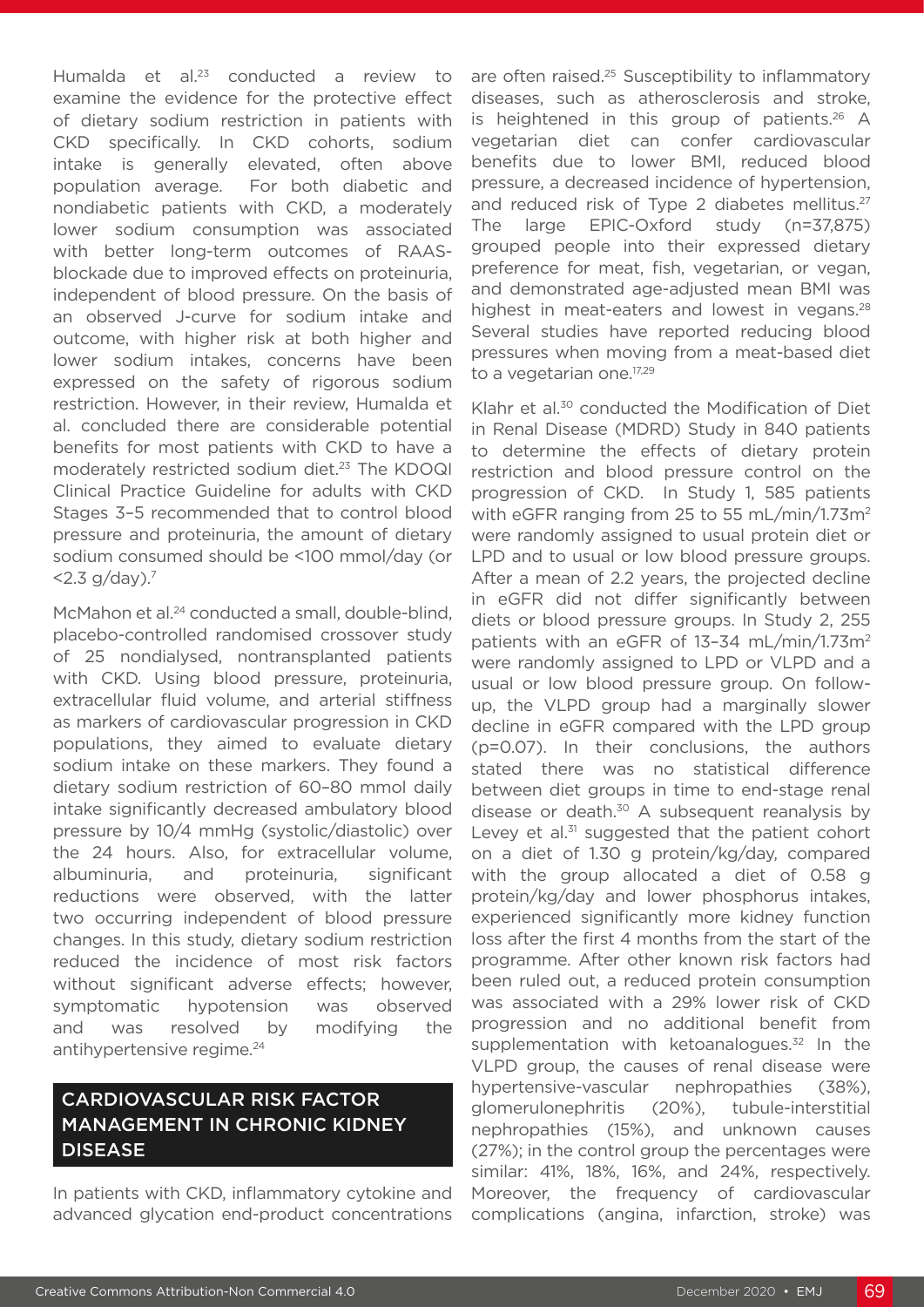Humalda et al.[23] conducted a review to examine the evidence for the protective effect of dietary sodium restriction in patients with CKD specifically. In CKD cohorts, sodium intake is generally elevated, often above population average. For both diabetic and nondiabetic patients with CKD, a moderately lower sodium consumption was associated with better long-term outcomes of RAAS-blockade due to improved effects on proteinuria, independent of blood pressure. On the basis of an observed J-curve for sodium intake and outcome, with higher risk at both higher and lower sodium intakes, concerns have been expressed on the safety of rigorous sodium restriction. However, in their review, Humalda et al. concluded there are considerable potential benefits for most patients with CKD to have a moderately restricted sodium diet.[23] The KDOQI Clinical Practice Guideline for adults with CKD Stages 3–5 recommended that to control blood pressure and proteinuria, the amount of dietary sodium consumed should be <100 mmol/day (or <2.3 g/day).[7]

McMahon et al.[24] conducted a small, double-blind, placebo-controlled randomised crossover study of 25 nondialysed, nontransplanted patients with CKD. Using blood pressure, proteinuria, extracellular fluid volume, and arterial stiffness as markers of cardiovascular progression in CKD populations, they aimed to evaluate dietary sodium intake on these markers. They found a dietary sodium restriction of 60–80 mmol daily intake significantly decreased ambulatory blood pressure by 10/4 mmHg (systolic/diastolic) over the 24 hours. Also, for extracellular volume, albuminuria, and proteinuria, significant reductions were observed, with the latter two occurring independent of blood pressure changes. In this study, dietary sodium restriction reduced the incidence of most risk factors without significant adverse effects; however, symptomatic hypotension was observed and was resolved by modifying the antihypertensive regime.[24]

## CARDIOVASCULAR RISK FACTOR MANAGEMENT IN CHRONIC KIDNEY DISEASE

In patients with CKD, inflammatory cytokine and advanced glycation end-product concentrations are often raised.[25] Susceptibility to inflammatory diseases, such as atherosclerosis and stroke, is heightened in this group of patients.[26] A vegetarian diet can confer cardiovascular benefits due to lower BMI, reduced blood pressure, a decreased incidence of hypertension, and reduced risk of Type 2 diabetes mellitus.[27] The large EPIC-Oxford study (n=37,875) grouped people into their expressed dietary preference for meat, fish, vegetarian, or vegan, and demonstrated age-adjusted mean BMI was highest in meat-eaters and lowest in vegans.[28] Several studies have reported reducing blood pressures when moving from a meat-based diet to a vegetarian one.[17,29]

Klahr et al.[30] conducted the Modification of Diet in Renal Disease (MDRD) Study in 840 patients to determine the effects of dietary protein restriction and blood pressure control on the progression of CKD. In Study 1, 585 patients with eGFR ranging from 25 to 55 mL/min/1.73m$^2$ were randomly assigned to usual protein diet or LPD and to usual or low blood pressure groups. After a mean of 2.2 years, the projected decline in eGFR did not differ significantly between diets or blood pressure groups. In Study 2, 255 patients with an eGFR of 13–34 mL/min/1.73m$^2$ were randomly assigned to LPD or VLPD and a usual or low blood pressure group. On follow-up, the VLPD group had a marginally slower decline in eGFR compared with the LPD group ($p=0.07$). In their conclusions, the authors stated there was no statistical difference between diet groups in time to end-stage renal disease or death.[30] A subsequent reanalysis by Levey et al.[31] suggested that the patient cohort on a diet of 1.30 g protein/kg/day, compared with the group allocated a diet of 0.58 g protein/kg/day and lower phosphorus intakes, experienced significantly more kidney function loss after the first 4 months from the start of the programme. After other known risk factors had been ruled out, a reduced protein consumption was associated with a 29% lower risk of CKD progression and no additional benefit from supplementation with ketoanalogues.[32] In the VLPD group, the causes of renal disease were hypertensive-vascular nephropathies (38%), glomerulonephritis (20%), tubule-interstitial nephropathies (15%), and unknown causes (27%); in the control group the percentages were similar: 41%, 18%, 16%, and 24%, respectively. Moreover, the frequency of cardiovascular complications (angina, infarction, stroke) was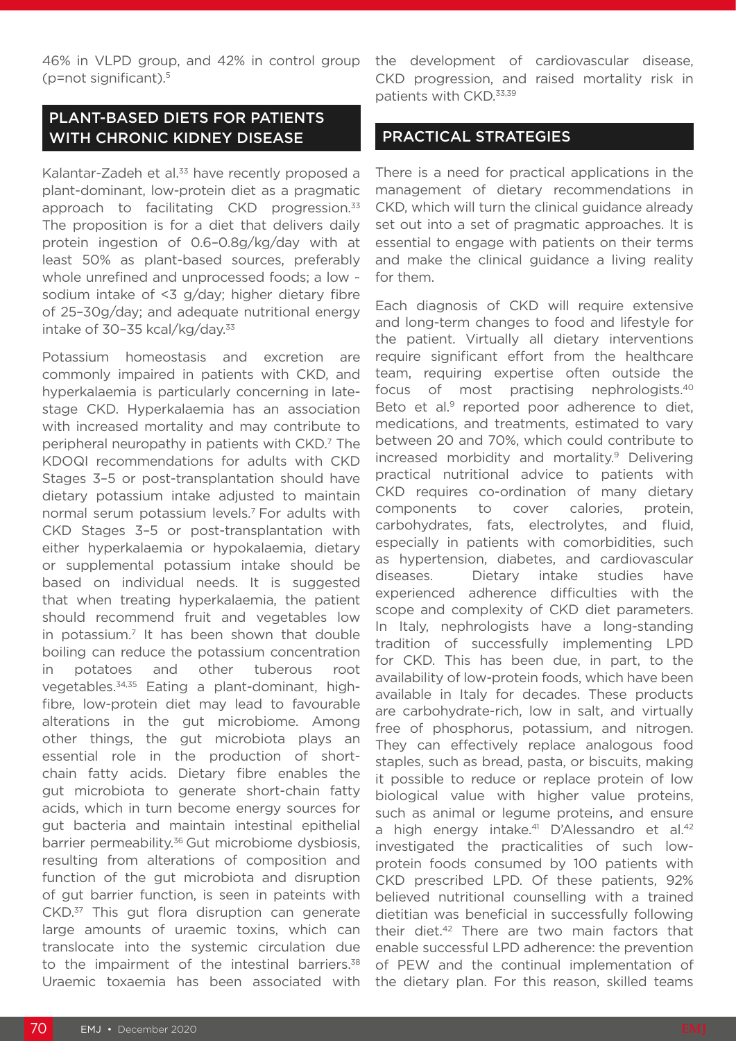46% in VLPD group, and 42% in control group (p=not significant).[5]

## PLANT-BASED DIETS FOR PATIENTS WITH CHRONIC KIDNEY DISEASE

Kalantar-Zadeh et al.[33] have recently proposed a plant-dominant, low-protein diet as a pragmatic approach to facilitating CKD progression.[33] The proposition is for a diet that delivers daily protein ingestion of 0.6–0.8g/kg/day with at least 50% as plant-based sources, preferably whole unrefined and unprocessed foods; a low ~ sodium intake of <3 g/day; higher dietary fibre of 25–30g/day; and adequate nutritional energy intake of 30–35 kcal/kg/day.[33]

Potassium homeostasis and excretion are commonly impaired in patients with CKD, and hyperkalaemia is particularly concerning in late-stage CKD. Hyperkalaemia has an association with increased mortality and may contribute to peripheral neuropathy in patients with CKD.[7] The KDOQI recommendations for adults with CKD Stages 3–5 or post-transplantation should have dietary potassium intake adjusted to maintain normal serum potassium levels.[7] For adults with CKD Stages 3–5 or post-transplantation with either hyperkalaemia or hypokalaemia, dietary or supplemental potassium intake should be based on individual needs. It is suggested that when treating hyperkalaemia, the patient should recommend fruit and vegetables low in potassium.[7] It has been shown that double boiling can reduce the potassium concentration in potatoes and other tuberous root vegetables.[34,35] Eating a plant-dominant, high-fibre, low-protein diet may lead to favourable alterations in the gut microbiome. Among other things, the gut microbiota play an essential role in the production of short-chain fatty acids. Dietary fibre enables the gut microbiota to generate short-chain fatty acids, which in turn become energy sources for gut bacteria and maintain intestinal epithelial barrier permeability.[36] Gut microbiome dysbiosis, resulting from alterations of composition and function of the gut microbiota and disruption of gut barrier function, is seen in pateints with CKD.[37] This gut flora disruption can generate large amounts of uraemic toxins, which can translocate into the systemic circulation due to the impairment of the intestinal barriers.[38] Uraemic toxaemia has been associated with the development of cardiovascular disease, CKD progression, and raised mortality risk in patients with CKD.[33,39]

## PRACTICAL STRATEGIES

There is a need for practical applications in the management of dietary recommendations in CKD, which will turn the clinical guidance already set out into a set of pragmatic approaches. It is essential to engage with patients on their terms and make the clinical guidance a living reality for them.

Each diagnosis of CKD will require extensive and long-term changes to food and lifestyle for the patient. Virtually all dietary interventions require significant effort from the healthcare team, requiring expertise often outside the focus of most practising nephrologists.[40] Beto et al.[9] reported poor adherence to diet, medications, and treatments, estimated to vary between 20 and 70%, which could contribute to increased morbidity and mortality.[9] Delivering practical nutritional advice to patients with CKD requires co-ordination of many dietary components to cover calories, protein, carbohydrates, fats, electrolytes, and fluid, especially in patients with comorbidities, such as hypertension, diabetes, and cardiovascular diseases. Dietary intake studies have experienced adherence difficulties with the scope and complexity of CKD diet parameters. In Italy, nephrologists have a long-standing tradition of successfully implementing LPD for CKD. This has been due, in part, to the availability of low-protein foods, which have been available in Italy for decades. These products are carbohydrate-rich, low in salt, and virtually free of phosphorus, potassium, and nitrogen. They can effectively replace analogous food staples, such as bread, pasta, or biscuits, making it possible to reduce or replace protein of low biological value with higher value proteins, such as animal or legume proteins, and ensure a high energy intake.[41] D'Alessandro et al.[42] investigated the practicalities of such low-protein foods consumed by 100 patients with CKD prescribed LPD. Of these patients, 92% believed nutritional counselling with a trained dietitian was beneficial in successfully following their diet.[42] There are two main factors that enable successful LPD adherence: the prevention of PEW and the continual implementation of the dietary plan. For this reason, skilled teams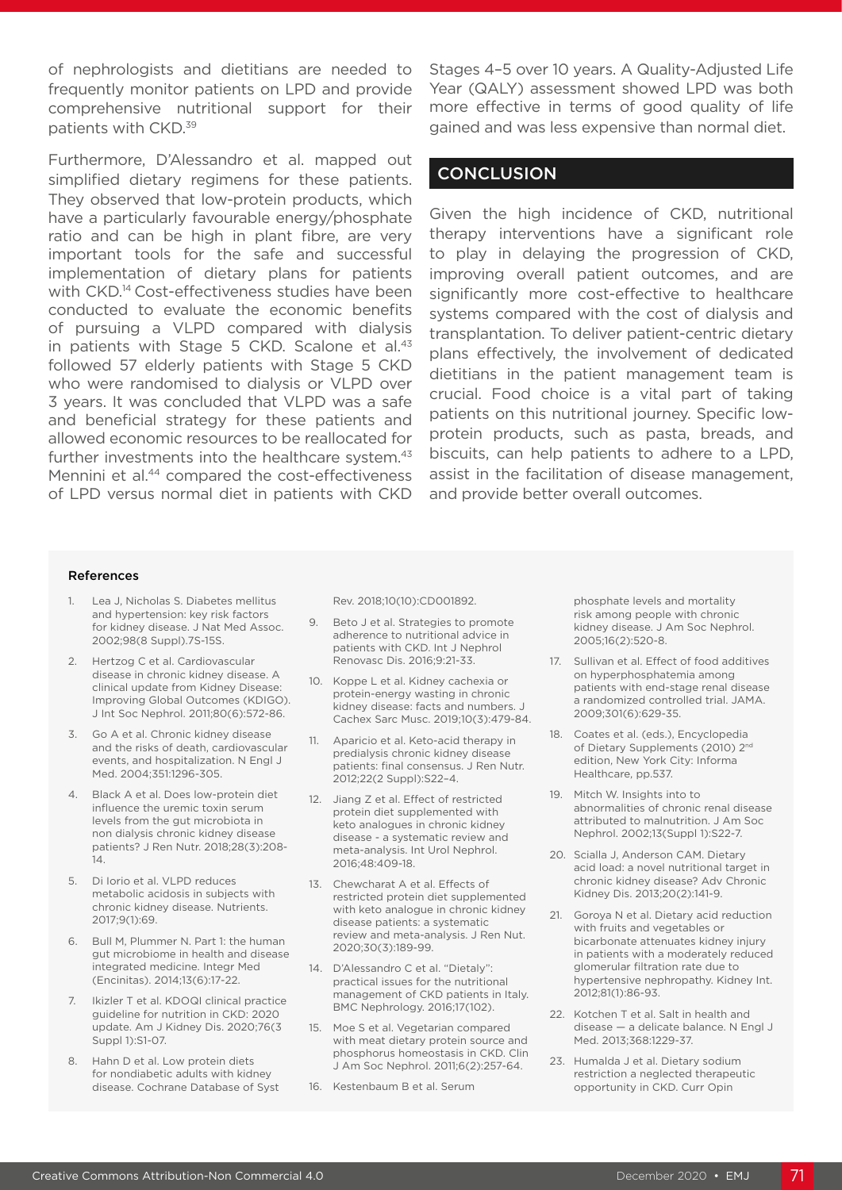of nephrologists and dietitians are needed to frequently monitor patients on LPD and provide comprehensive nutritional support for their patients with CKD.[39]

Furthermore, D'Alessandro et al. mapped out simplified dietary regimens for these patients. They observed that low-protein products, which have a particularly favourable energy/phosphate ratio and can be high in plant fibre, are very important tools for the safe and successful implementation of dietary plans for patients with CKD.[14] Cost-effectiveness studies have been conducted to evaluate the economic benefits of pursuing a VLPD compared with dialysis in patients with Stage 5 CKD. Scalone et al.[43] followed 57 elderly patients with Stage 5 CKD who were randomised to dialysis or VLPD over 3 years. It was concluded that VLPD was a safe and beneficial strategy for these patients and allowed economic resources to be reallocated for further investments into the healthcare system.[43] Mennini et al.[44] compared the cost-effectiveness of LPD versus normal diet in patients with CKD Stages 4–5 over 10 years. A Quality-Adjusted Life Year (QALY) assessment showed LPD was both more effective in terms of good quality of life gained and was less expensive than normal diet.

## CONCLUSION

Given the high incidence of CKD, nutritional therapy interventions have a significant role to play in delaying the progression of CKD, improving overall patient outcomes, and are significantly more cost-effective to healthcare systems compared with the cost of dialysis and transplantation. To deliver patient-centric dietary plans effectively, the involvement of dedicated dietitians in the patient management team is crucial. Food choice is a vital part of taking patients on this nutritional journey. Specific low-protein products, such as pasta, breads, and biscuits, can help patients to adhere to a LPD, assist in the facilitation of disease management, and provide better overall outcomes.

### References

1. Lea J, Nicholas S. Diabetes mellitus and hypertension: key risk factors for kidney disease. J Nat Med Assoc. 2002;98(8 Suppl).7S-15S.
2. Hertzog C et al. Cardiovascular disease in chronic kidney disease. A clinical update from Kidney Disease: Improving Global Outcomes (KDIGO). J Int Soc Nephrol. 2011;80(6):572-86.
3. Go A et al. Chronic kidney disease and the risks of death, cardiovascular events, and hospitalization. N Engl J Med. 2004;351:1296-305.
4. Black A et al. Does low-protein diet influence the uremic toxin serum levels from the gut microbiota in non dialysis chronic kidney disease patients? J Ren Nutr. 2018;28(3):208-14.
5. Di Iorio et al. VLPD reduces metabolic acidosis in subjects with chronic kidney disease. Nutrients. 2017;9(1):69.
6. Bull M, Plummer N. Part 1: the human gut microbiome in health and disease integrated medicine. Integr Med (Encinitas). 2014;13(6):17-22.
7. Ikizler T et al. KDOQI clinical practice guideline for nutrition in CKD: 2020 update. Am J Kidney Dis. 2020;76(3 Suppl 1):S1-07.
8. Hahn D et al. Low protein diets for nondiabetic adults with kidney disease. Cochrane Database of Syst Rev. 2018;10(10):CD001892.
9. Beto J et al. Strategies to promote adherence to nutritional advice in patients with CKD. Int J Nephrol Renovasc Dis. 2016;9:21-33.
10. Koppe L et al. Kidney cachexia or protein-energy wasting in chronic kidney disease: facts and numbers. J Cachex Sarc Musc. 2019;10(3):479-84.
11. Aparicio et al. Keto-acid therapy in predialysis chronic kidney disease patients: final consensus. J Ren Nutr. 2012;22(2 Suppl):S22–4.
12. Jiang Z et al. Effect of restricted protein diet supplemented with keto analogues in chronic kidney disease - a systematic review and meta-analysis. Int Urol Nephrol. 2016;48:409-18.
13. Chewcharat A et al. Effects of restricted protein diet supplemented with keto analogue in chronic kidney disease patients: a systematic review and meta-analysis. J Ren Nut. 2020;30(3):189-99.
14. D'Alessandro C et al. "Dietaly": practical issues for the nutritional management of CKD patients in Italy. BMC Nephrology. 2016;17(102).
15. Moe S et al. Vegetarian compared with meat dietary protein source and phosphorus homeostasis in CKD. Clin J Am Soc Nephrol. 2011;6(2):257-64.
16. Kestenbaum B et al. Serum phosphate levels and mortality risk among people with chronic kidney disease. J Am Soc Nephrol. 2005;16(2):520-8.
17. Sullivan et al. Effect of food additives on hyperphosphatemia among patients with end-stage renal disease a randomized controlled trial. JAMA. 2009;301(6):629-35.
18. Coates et al. (eds.), Encyclopedia of Dietary Supplements (2010) 2nd edition, New York City: Informa Healthcare, pp.537.
19. Mitch W. Insights into to abnormalities of chronic renal disease attributed to malnutrition. J Am Soc Nephrol. 2002;13(Suppl 1):S22-7.
20. Scialla J, Anderson CAM. Dietary acid load: a novel nutritional target in chronic kidney disease? Adv Chronic Kidney Dis. 2013;20(2):141-9.
21. Goroya N et al. Dietary acid reduction with fruits and vegetables or bicarbonate attenuates kidney injury in patients with a moderately reduced glomerular filtration rate due to hypertensive nephropathy. Kidney Int. 2012;81(1):86-93.
22. Kotchen T et al. Salt in health and disease — a delicate balance. N Engl J Med. 2013;368:1229-37.
23. Humalda J et al. Dietary sodium restriction a neglected therapeutic opportunity in CKD. Curr Opin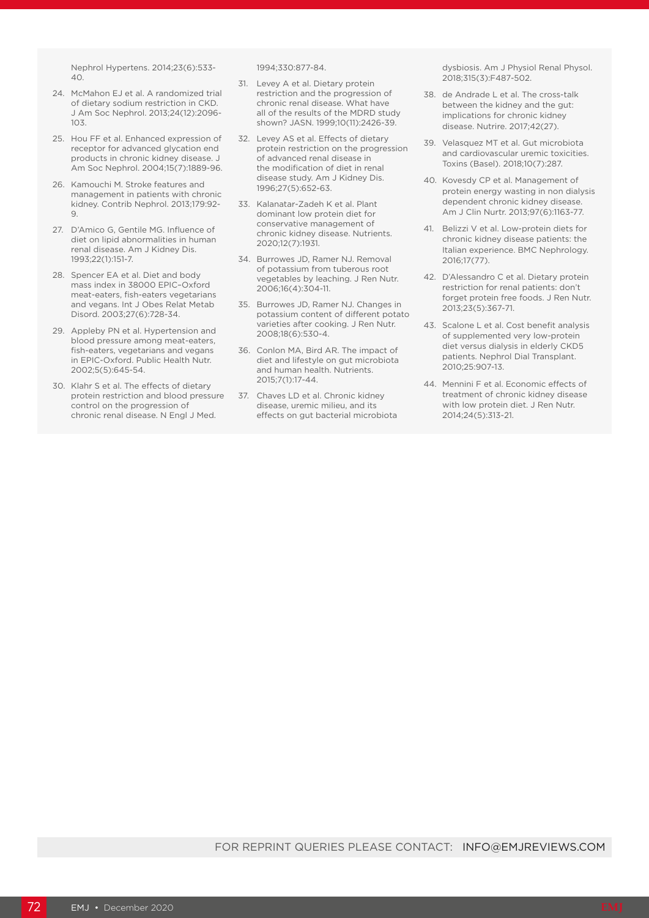Nephrol Hypertens. 2014;23(6):533-40.

24. McMahon EJ et al. A randomized trial of dietary sodium restriction in CKD. J Am Soc Nephrol. 2013;24(12):2096-103.
25. Hou FF et al. Enhanced expression of receptor for advanced glycation end products in chronic kidney disease. J Am Soc Nephrol. 2004;15(7):1889-96.
26. Kamouchi M. Stroke features and management in patients with chronic kidney. Contrib Nephrol. 2013;179:92-9.
27. D'Amico G, Gentile MG. Influence of diet on lipid abnormalities in human renal disease. Am J Kidney Dis. 1993;22(1):151-7.
28. Spencer EA et al. Diet and body mass index in 38000 EPIC–Oxford meat-eaters, fish-eaters vegetarians and vegans. Int J Obes Relat Metab Disord. 2003;27(6):728-34.
29. Appleby PN et al. Hypertension and blood pressure among meat-eaters, fish-eaters, vegetarians and vegans in EPIC-Oxford. Public Health Nutr. 2002;5(5):645-54.
30. Klahr S et al. The effects of dietary protein restriction and blood pressure control on the progression of chronic renal disease. N Engl J Med. 1994;330:877-84.
31. Levey A et al. Dietary protein restriction and the progression of chronic renal disease. What have all of the results of the MDRD study shown? JASN. 1999;10(11):2426-39.
32. Levey AS et al. Effects of dietary protein restriction on the progression of advanced renal disease in the modification of diet in renal disease study. Am J Kidney Dis. 1996;27(5):652-63.
33. Kalanatar-Zadeh K et al. Plant dominant low protein diet for conservative management of chronic kidney disease. Nutrients. 2020;12(7):1931.
34. Burrowes JD, Ramer NJ. Removal of potassium from tuberous root vegetables by leaching. J Ren Nutr. 2006;16(4):304-11.
35. Burrowes JD, Ramer NJ. Changes in potassium content of different potato varieties after cooking. J Ren Nutr. 2008;18(6):530-4.
36. Conlon MA, Bird AR. The impact of diet and lifestyle on gut microbiota and human health. Nutrients. 2015;7(1):17-44.
37. Chaves LD et al. Chronic kidney disease, uremic milieu, and its effects on gut bacterial microbiota dysbiosis. Am J Physiol Renal Physol. 2018;315(3):F487-502.
38. de Andrade L et al. The cross-talk between the kidney and the gut: implications for chronic kidney disease. Nutrire. 2017;42(27).
39. Velasquez MT et al. Gut microbiota and cardiovascular uremic toxicities. Toxins (Basel). 2018;10(7):287.
40. Kovesdy CP et al. Management of protein energy wasting in non dialysis dependent chronic kidney disease. Am J Clin Nurtr. 2013;97(6):1163-77.
41. Belizzi V et al. Low-protein diets for chronic kidney disease patients: the Italian experience. BMC Nephrology. 2016;17(77).
42. D'Alessandro C et al. Dietary protein restriction for renal patients: don't forget protein free foods. J Ren Nutr. 2013;23(5):367-71.
43. Scalone L et al. Cost benefit analysis of supplemented very low-protein diet versus dialysis in elderly CKD5 patients. Nephrol Dial Transplant. 2010;25:907-13.
44. Mennini F et al. Economic effects of treatment of chronic kidney disease with low protein diet. J Ren Nutr. 2014;24(5):313-21.

FOR REPRINT QUERIES PLEASE CONTACT: INFO@EMJREVIEWS.COM